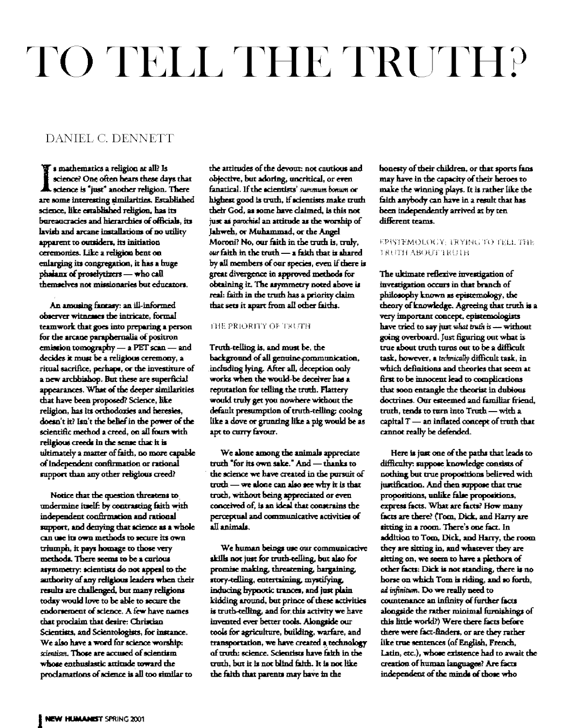# TO TELL THE TRUTH?

DANIEL C. DENNETT

Is mathematics a religion at all? Is science? One often hears these days that science is "just" another religion. There are some interesting similarities. Established science, like established religion, has its bureaucracies and hierarchies of officials, its lavish and arcane installations of no utility apparent to outsiders, its initiation ceremonies. Like a religion bent on enlarging its congregation, it has a huge phalanx of proselytizers — who call themselves not missionaries but educators.

An amusing fantasy: an ill-informed observer witnesses the intricate, formal teamwork that goes into preparing a person for the arcane paraphernalia of positron emission tomography — a PET scan — and decides it must be a religious ceremony, a ritual sacrifice, perhaps, or the investiture of a new archbishop. But these are superficial appearances. What of the deeper similarities that have been proposed? Science, like religion, has its orthodoxies and heresies, doesn't it? Isn't the belief in the power of the scientific method a creed, on all fours with religious creeds in the sense that it is ultimately a matter of faith, no more capable of independent confirmation or rational support than any other religious creed?

Notice that the question threatens to undermine itself: by contrasting faith with independent confirmation and rational support, and denying that science as a whole can use its own methods to secure its own triumph, it pays homage to those very methods. There seems to be a curious asymmetry: scientists do not appeal to the authority of any religious leaders when their results are challenged, but many religions today would love to be able to secure the endorsement of science. A few have names that proclaim that desire: Christian Scientists, and Scientologists, for instance. We also have a word for science worship: *scientism*. Those are accused of scientism whose enthusiastic attitude toward the proclamations of science is all too similar to the attitudes of the devout: not cautious and objective, but adoring, uncritical, or even fanatical. If the scientists' *summum bonum* or highest good is truth, if scientists make truth their God, as some have claimed, is this not just as *parochial* an attitude as the worship of Jahweh, or Muhammad, or the Angel Moroni? No, our faith in the truth is, truly, *our* faith in the truth — a faith that is shared by all members of our species, even if there is great divergence in approved methods for obtaining it. The asymmetry noted above is real: faith in the truth has a priority claim that sets it apart from all other faiths.

## THE PRIORITY OF TRUTH

Truth-telling is, and must be, the background of all genuine communication, including lying. After all, deception only works when the would-be deceiver has a reputation for telling the truth. Flattery would truly get you nowhere without the default presumption of truth-telling: cooing like a dove or grunting like a pig would be as apt to curry favour.

We alone among the animals appreciate truth "for its own sake." And — thanks to the science we have created in the pursuit of truth — we alone can also see why it is that truth, without being appreciated or even conceived of, is an ideal that constrains the perceptual and communicative activities of all animals.

We human beings use our communicative skills not just for truth-telling, but also for promise making, threatening, bargaining, story-telling, entertaining, mystifying, inducing hypnotic trances, and just plain kidding around, but prince of these activities is truth-telling, and for this activity we have invented ever better tools. Alongside our tools for agriculture, building, warfare, and transportation, we have created a technology of truth: science. Scientists have faith in the truth, but it is not blind faith. It is not like the faith that parents may have in the honesty of their children, or that sports fans may have in the capacity of their heroes to make the winning plays. It is rather like the faith anybody can have in a result that has been independently arrived at by ten different teams.

## EPISTEMOLOGY: TRYING TO TELL THE TRUTH ABOUT TRUTH

The ultimate reflexive investigation of investigation occurs in that branch of philosophy known as epistemology, the theory of knowledge. Agreeing that truth is a very important concept, epistemologists have tried to say just *what truth is* — without going overboard. Just figuring out what is true about truth turns out to be a difficult task, however, a *technically* difficult task, in which definitions and theories that seem at first to be innocent lead to complications that soon entangle the theorist in dubious doctrines. Our esteemed and familiar friend, truth, tends to turn into Truth — with a capital T — an inflated concept of truth that cannot really be defended.

Here is just one of the paths that leads to difficulty: suppose knowledge consists of nothing but true propositions believed with justification. And then suppose that true propositions, unlike false propositions, express facts. What are facts? How many facts are there? (Tom, Dick, and Harry are sitting in a room. There's one fact. In addition to Tom, Dick, and Harry, the room they are sitting in, and whatever they are sitting on, we seem to have a plethora of other facts: Dick is not standing, there is no horse on which Tom is riding, and so forth, *ad infinitum*. Do we really need to countenance an infinity of further facts alongside the rather minimal furnishings of this little world?) Were there facts before there were fact-finders, or are they rather like true sentences (of English, French, Latin, etc.), whose existence had to await the creation of human languages? Are facts independent of the minds of those who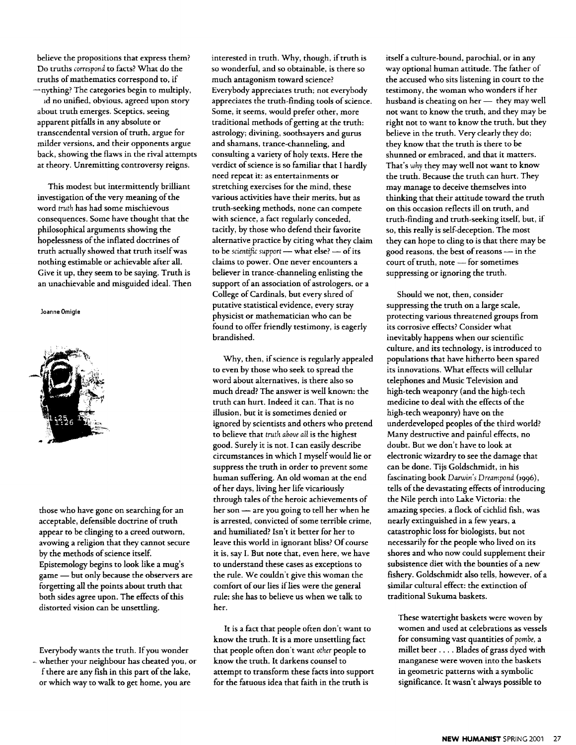believe the propositions that express them? Do truths *correspond* to facts? What do the truths of mathematics correspond to, if anything? The categories begin to multiply, and no unified, obvious, agreed upon story about truth emerges. Sceptics, seeing apparent pitfalls in any absolute or transcendental version of truth, argue for milder versions, and their opponents argue back, showing the flaws in the rival attempts at theory. Unremitting controversy reigns.

This modest but intermittently brilliant investigation of the very meaning of the word *truth* has had some mischievous consequences. Some have thought that the philosophical arguments showing the hopelessness of the inflated doctrines of truth actually showed that truth itself was nothing estimable or achievable after all. Give it up, they seem to be saying. Truth is an unachievable and misguided ideal. Then

Joanne Omigie

those who have gone on searching for an acceptable, defensible doctrine of truth appear to be clinging to a creed outworn, avowing a religion that they cannot secure by the methods of science itself. Epistemology begins to look like a mug's game — but only because the observers are forgetting all the points about truth that both sides agree upon. The effects of this distorted vision can be unsettling.

Everybody wants the truth. If you wonder whether your neighbour has cheated you, or if there are any fish in this part of the lake, or which way to walk to get home, you are interested in truth. Why, though, if truth is so wonderful, and so obtainable, is there so much antagonism toward science? Everybody appreciates truth; not everybody appreciates the truth-finding tools of science. Some, it seems, would prefer other, more traditional methods of getting at the truth: astrology; divining, soothsayers and gurus and shamans, trance-channeling, and consulting a variety of holy texts. Here the verdict of science is so familiar that I hardly need repeat it: as entertainments or stretching exercises for the mind, these various activities have their merits, but as truth-seeking methods, none can compete with science, a fact regularly conceded, tacitly, by those who defend their favorite alternative practice by citing what they claim to be *scientific support* — what else? — of its claims to power. One never encounters a believer in trance-channeling enlisting the support of an association of astrologers, or a College of Cardinals, but every shred of putative statistical evidence, every stray physicist or mathematician who can be found to offer friendly testimony, is eagerly brandished.

Why, then, if science is regularly appealed to even by those who seek to spread the word about alternatives, is there also so much dread? The answer is well known: the truth can hurt. Indeed it can. That is no illusion, but it is sometimes denied or ignored by scientists and others who pretend to believe that *truth above all* is the highest good. Surely it is not. I can easily describe circumstances in which I myself would lie or suppress the truth in order to prevent some human suffering. An old woman at the end of her days, living her life vicariously through tales of the heroic achievements of her son — are you going to tell her when he is arrested, convicted of some terrible crime, and humiliated? Isn't it better for her to leave this world in ignorant bliss? Of course it is, say I. But note that, even here, we have to understand these cases as exceptions to the rule. We couldn't give this woman the comfort of our lies if lies were the general rule; she has to believe us when we talk to her.

It is a fact that people often don't want to know the truth. It is a more unsettling fact that people often don't want *other* people to know the truth. It darkens counsel to attempt to transform these facts into support for the fatuous idea that faith in the truth is itself a culture-bound, parochial, or in any way optional human attitude. The father of the accused who sits listening in court to the testimony, the woman who wonders if her husband is cheating on her — they may well not want to know the truth, and they may be right not to want to know the truth, but they believe in the truth. Very clearly they do; they know that the truth is there to be shunned or embraced, and that it matters. That's *why* they may well not want to know the truth. Because the truth can hurt. They may manage to deceive themselves into thinking that their attitude toward the truth on this occasion reflects ill on truth, and truth-finding and truth-seeking itself, but, if so, this really is self-deception. The most they can hope to cling to is that there may be good reasons, the best of reasons — in the court of truth, note — for sometimes suppressing or ignoring the truth.

Should we not, then, consider suppressing the truth on a large scale, protecting various threatened groups from its corrosive effects? Consider what inevitably happens when our scientific culture, and its technology, is introduced to populations that have hitherto been spared its innovations. What effects will cellular telephones and Music Television and high-tech weaponry (and the high-tech medicine to deal with the effects of the high-tech weaponry) have on the underdeveloped peoples of the third world? Many destructive and painful effects, no doubt. But we don't have to look at electronic wizardry to see the damage that can be done. Tijs Goldschmidt, in his fascinating book *Darwin's Dreampond* (1996), tells of the devastating effects of introducing the Nile perch into Lake Victoria: the amazing species, a flock of cichlid fish, was nearly extinguished in a few years, a catastrophic loss for biologists, but not necessarily for the people who lived on its shores and who now could supplement their subsistence diet with the bounties of a new fishery. Goldschmidt also tells, however, of a similar cultural effect: the extinction of traditional Sukuma baskets.

> These watertight baskets were woven by women and used at celebrations as vessels for consuming vast quantities of *pombe*, a millet beer . . . . Blades of grass dyed with manganese were woven into the baskets in geometric patterns with a symbolic significance. It wasn't always possible to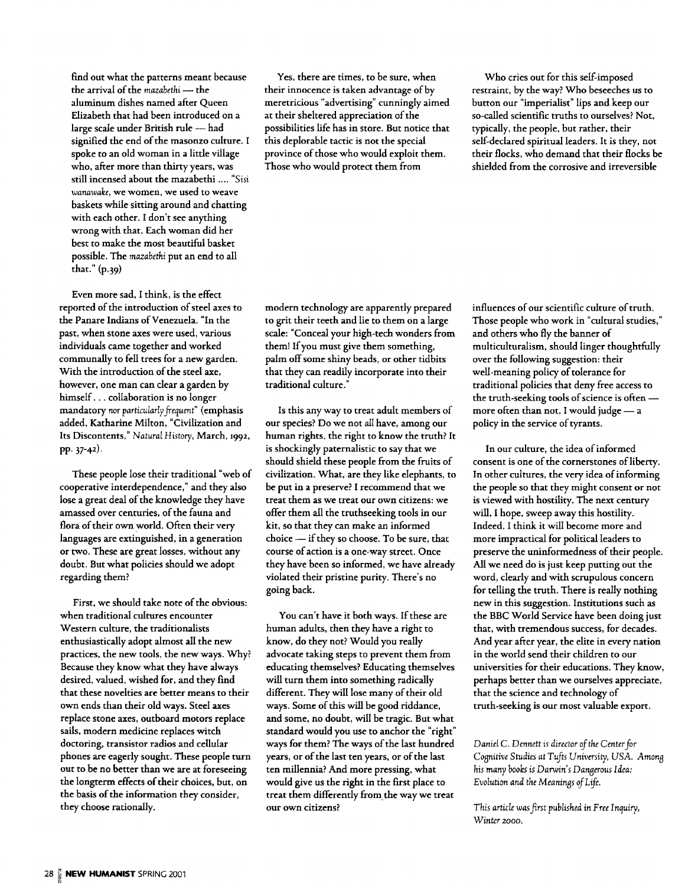find out what the patterns meant because the arrival of the *mazabethi* — the aluminum dishes named after Queen Elizabeth that had been introduced on a large scale under British rule — had signified the end of the masonzo culture. I spoke to an old woman in a little village who, after more than thirty years, was still incensed about the mazabethi .... "*Sisi wanawake*, we women, we used to weave baskets while sitting around and chatting with each other. I don't see anything wrong with that. Each woman did her best to make the most beautiful basket possible. The *mazabethi* put an end to all that." (p.39)

Even more sad, I think, is the effect reported of the introduction of steel axes to the Panare Indians of Venezuela. "In the past, when stone axes were used, various individuals came together and worked communally to fell trees for a new garden. With the introduction of the steel axe, however, one man can clear a garden by himself . . . collaboration is no longer mandatory *nor particularly frequent*" (emphasis added, Katharine Milton, "Civilization and Its Discontents," *Natural History*, March, 1992, pp. 37-42).

These people lose their traditional "web of cooperative interdependence," and they also lose a great deal of the knowledge they have amassed over centuries, of the fauna and flora of their own world. Often their very languages are extinguished, in a generation or two. These are great losses, without any doubt. But what policies should we adopt regarding them?

First, we should take note of the obvious: when traditional cultures encounter Western culture, the traditionalists enthusiastically adopt almost all the new practices, the new tools, the new ways. Why? Because they know what they have always desired, valued, wished for, and they find that these novelties are better means to their own ends than their old ways. Steel axes replace stone axes, outboard motors replace sails, modern medicine replaces witch doctoring, transistor radios and cellular phones are eagerly sought. These people turn out to be no better than we are at foreseeing the longterm effects of their choices, but, on the basis of the information they consider, they choose rationally.

Yes, there are times, to be sure, when their innocence is taken advantage of by meretricious "advertising" cunningly aimed at their sheltered appreciation of the possibilities life has in store. But notice that this deplorable tactic is not the special province of those who would exploit them. Those who would protect them from modern technology are apparently prepared to grit their teeth and lie to them on a large scale: "Conceal your high-tech wonders from them! If you must give them something, palm off some shiny beads, or other tidbits that they can readily incorporate into their traditional culture."

Is this any way to treat adult members of our species? Do we not *all* have, among our human rights, the right to know the truth? It is shockingly paternalistic to say that we should shield these people from the fruits of civilization. What, are they like elephants, to be put in a preserve? I recommend that we treat them as we treat our own citizens: we offer them all the truthseeking tools in our kit, so that they can make an informed choice — if they so choose. To be sure, that course of action is a one-way street. Once they have been so informed, we have already violated their pristine purity. There's no going back.

You can't have it both ways. If these are human adults, then they have a right to know, do they not? Would you really advocate taking steps to prevent them from educating themselves? Educating themselves will turn them into something radically different. They will lose many of their old ways. Some of this will be good riddance, and some, no doubt, will be tragic. But what standard would you use to anchor the "right" ways for them? The ways of the last hundred years, or of the last ten years, or of the last ten millennia? And more pressing, what would give us the right in the first place to treat them differently from the way we treat our own citizens?

Who cries out for this self-imposed restraint, by the way? Who beseeches us to button our "imperialist" lips and keep our so-called scientific truths to ourselves? Not, typically, the people, but rather, their self-declared spiritual leaders. It is they, not their flocks, who demand that their flocks be shielded from the corrosive and irreversible influences of our scientific culture of truth. Those people who work in "cultural studies," and others who fly the banner of multiculturalism, should linger thoughtfully over the following suggestion: their well-meaning policy of tolerance for traditional policies that deny free access to the truth-seeking tools of science is often — more often than not, I would judge — a policy in the service of tyrants.

In our culture, the idea of informed consent is one of the cornerstones of liberty. In other cultures, the very idea of informing the people so that they might consent or not is viewed with hostility. The next century will, I hope, sweep away this hostility. Indeed, I think it will become more and more impractical for political leaders to preserve the uninformedness of their people. All we need do is just keep putting out the word, clearly and with scrupulous concern for telling the truth. There is really nothing new in this suggestion. Institutions such as the BBC World Service have been doing just that, with tremendous success, for decades. And year after year, the elite in every nation in the world send their children to our universities for their educations. They know, perhaps better than we ourselves appreciate, that the science and technology of truth-seeking is our most valuable export.

*Daniel C. Dennett is director of the Center for Cognitive Studies at Tufts University, USA. Among his many books is Darwin's Dangerous Idea: Evolution and the Meanings of Life.*

*This article was first published in Free Inquiry, Winter 2000.*